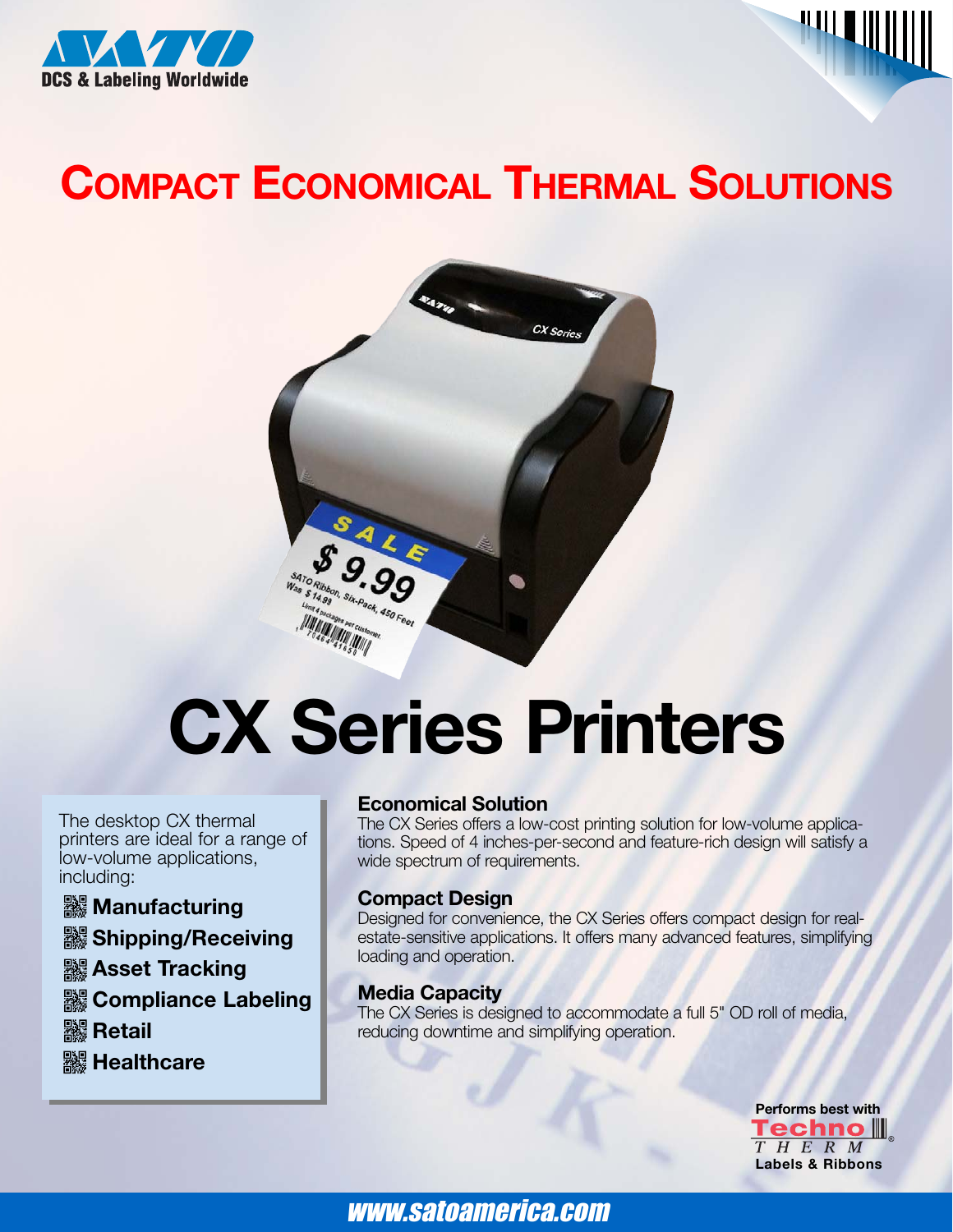SATO

DCS & Labeling Worldwide

# Compact Economical Thermal Solutions

# CX Series Printers

The desktop CX thermal printers are ideal for a range of low-volume applications, including:

- **Manufacturing**
- **Shipping/Receiving**
- **Asset Tracking**
- **Compliance Labeling**
- **Retail**
- **Healthcare**

### Economical Solution

The CX Series offers a low-cost printing solution for low-volume applications. Speed of 4 inches-per-second and feature-rich design will satisfy a wide spectrum of requirements.

### Compact Design

Designed for convenience, the CX Series offers compact design for real-estate-sensitive applications. It offers many advanced features, simplifying loading and operation.

### Media Capacity

The CX Series is designed to accommodate a full 5" OD roll of media, reducing downtime and simplifying operation.

Performs best with Techno THERM Labels & Ribbons

www.satoamerica.com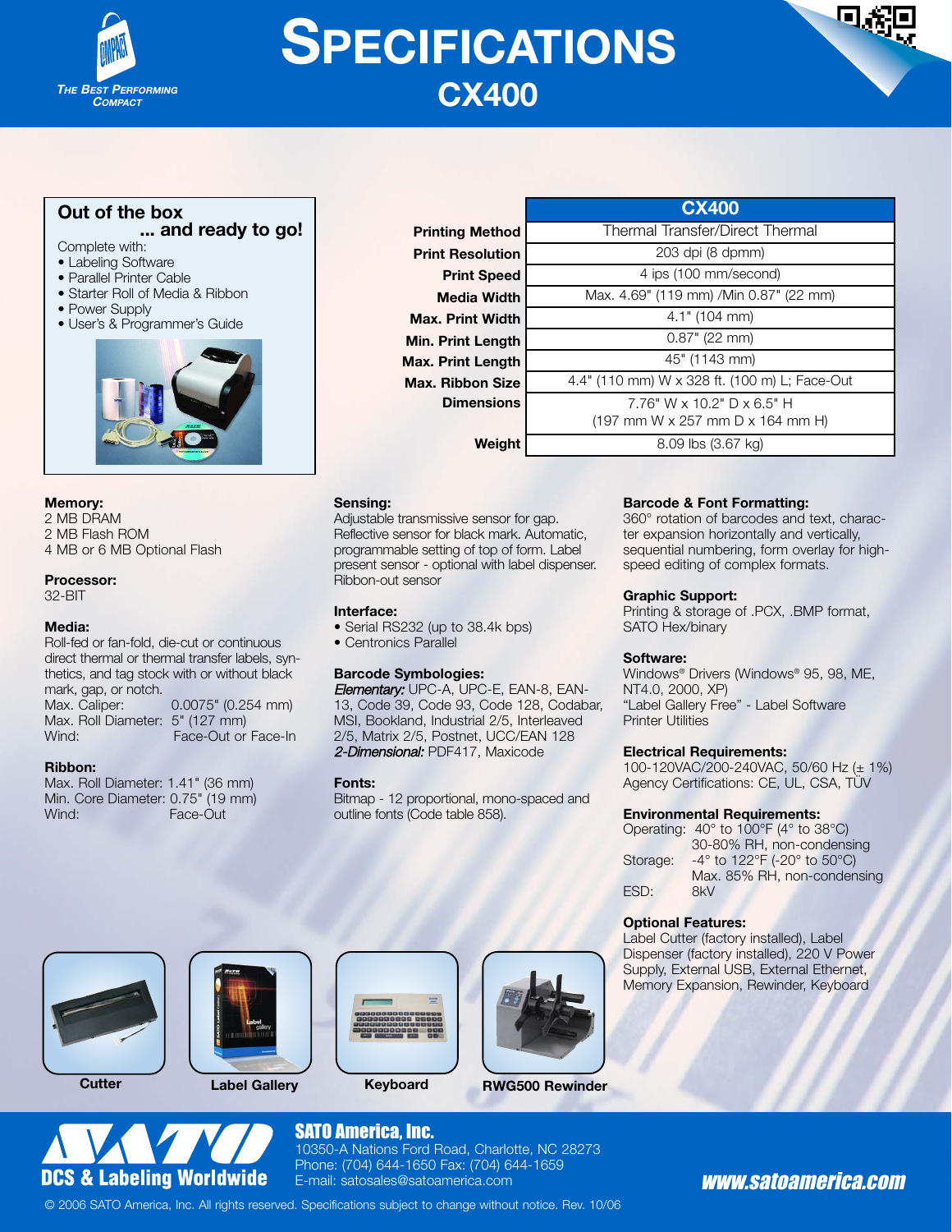THE BEST PERFORMING COMPACT

# SPECIFICATIONS
## CX400

### Out of the box ... and ready to go!

Complete with:
- Labeling Software
- Parallel Printer Cable
- Starter Roll of Media & Ribbon
- Power Supply
- User's & Programmer's Guide

| | CX400 |
|---|---|
| **Printing Method** | Thermal Transfer/Direct Thermal |
| **Print Resolution** | 203 dpi (8 dpmm) |
| **Print Speed** | 4 ips (100 mm/second) |
| **Media Width** | Max. 4.69" (119 mm) /Min 0.87" (22 mm) |
| **Max. Print Width** | 4.1" (104 mm) |
| **Min. Print Length** | 0.87" (22 mm) |
| **Max. Print Length** | 45" (1143 mm) |
| **Max. Ribbon Size** | 4.4" (110 mm) W x 328 ft. (100 m) L; Face-Out |
| **Dimensions** | 7.76" W x 10.2" D x 6.5" H (197 mm W x 257 mm D x 164 mm H) |
| **Weight** | 8.09 lbs (3.67 kg) |

**Memory:**
2 MB DRAM
2 MB Flash ROM
4 MB or 6 MB Optional Flash

**Processor:**
32-BIT

**Media:**
Roll-fed or fan-fold, die-cut or continuous direct thermal or thermal transfer labels, synthetics, and tag stock with or without black mark, gap, or notch.
Max. Caliper: 0.0075" (0.254 mm)
Max. Roll Diameter: 5" (127 mm)
Wind: Face-Out or Face-In

**Ribbon:**
Max. Roll Diameter: 1.41" (36 mm)
Min. Core Diameter: 0.75" (19 mm)
Wind: Face-Out

**Sensing:**
Adjustable transmissive sensor for gap. Reflective sensor for black mark. Automatic, programmable setting of top of form. Label present sensor - optional with label dispenser. Ribbon-out sensor

**Interface:**
- Serial RS232 (up to 38.4k bps)
- Centronics Parallel

**Barcode Symbologies:**
*Elementary:* UPC-A, UPC-E, EAN-8, EAN-13, Code 39, Code 93, Code 128, Codabar, MSI, Bookland, Industrial 2/5, Interleaved 2/5, Matrix 2/5, Postnet, UCC/EAN 128
*2-Dimensional:* PDF417, Maxicode

**Fonts:**
Bitmap - 12 proportional, mono-spaced and outline fonts (Code table 858).

**Barcode & Font Formatting:**
360° rotation of barcodes and text, character expansion horizontally and vertically, sequential numbering, form overlay for high-speed editing of complex formats.

**Graphic Support:**
Printing & storage of .PCX, .BMP format, SATO Hex/binary

**Software:**
Windows® Drivers (Windows® 95, 98, ME, NT4.0, 2000, XP)
"Label Gallery Free" - Label Software
Printer Utilities

**Electrical Requirements:**
100-120VAC/200-240VAC, 50/60 Hz (± 1%)
Agency Certifications: CE, UL, CSA, TÜV

**Environmental Requirements:**
Operating: 40° to 100°F (4° to 38°C)
30-80% RH, non-condensing
Storage: -4° to 122°F (-20° to 50°C)
Max. 85% RH, non-condensing
ESD: 8kV

**Optional Features:**
Label Cutter (factory installed), Label Dispenser (factory installed), 220 V Power Supply, External USB, External Ethernet, Memory Expansion, Rewinder, Keyboard

Cutter

Label Gallery

Keyboard

RWG500 Rewinder

SATO
DCS & Labeling Worldwide

**SATO America, Inc.**
10350-A Nations Ford Road, Charlotte, NC 28273
Phone: (704) 644-1650 Fax: (704) 644-1659
E-mail: satosales@satoamerica.com

www.satoamerica.com

© 2006 SATO America, Inc. All rights reserved. Specifications subject to change without notice. Rev. 10/06